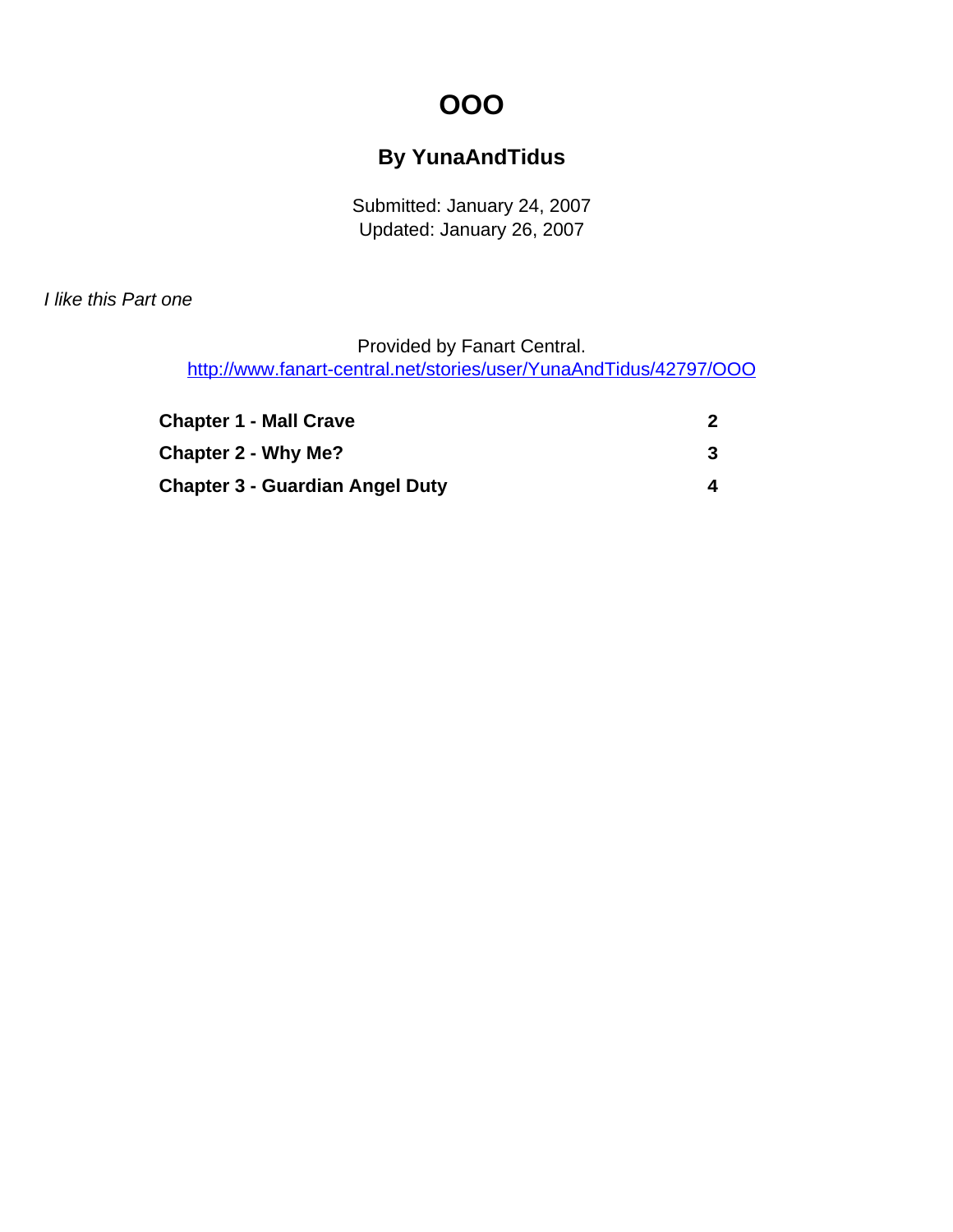# OOO

## By YunaAndTidus

Submitted: January 24, 2007
Updated: January 26, 2007

*I like this Part one*

Provided by Fanart Central.
http://www.fanart-central.net/stories/user/YunaAndTidus/42797/OOO

| | |
|---|---|
| **Chapter 1 - Mall Crave** | **2** |
| **Chapter 2 - Why Me?** | **3** |
| **Chapter 3 - Guardian Angel Duty** | **4** |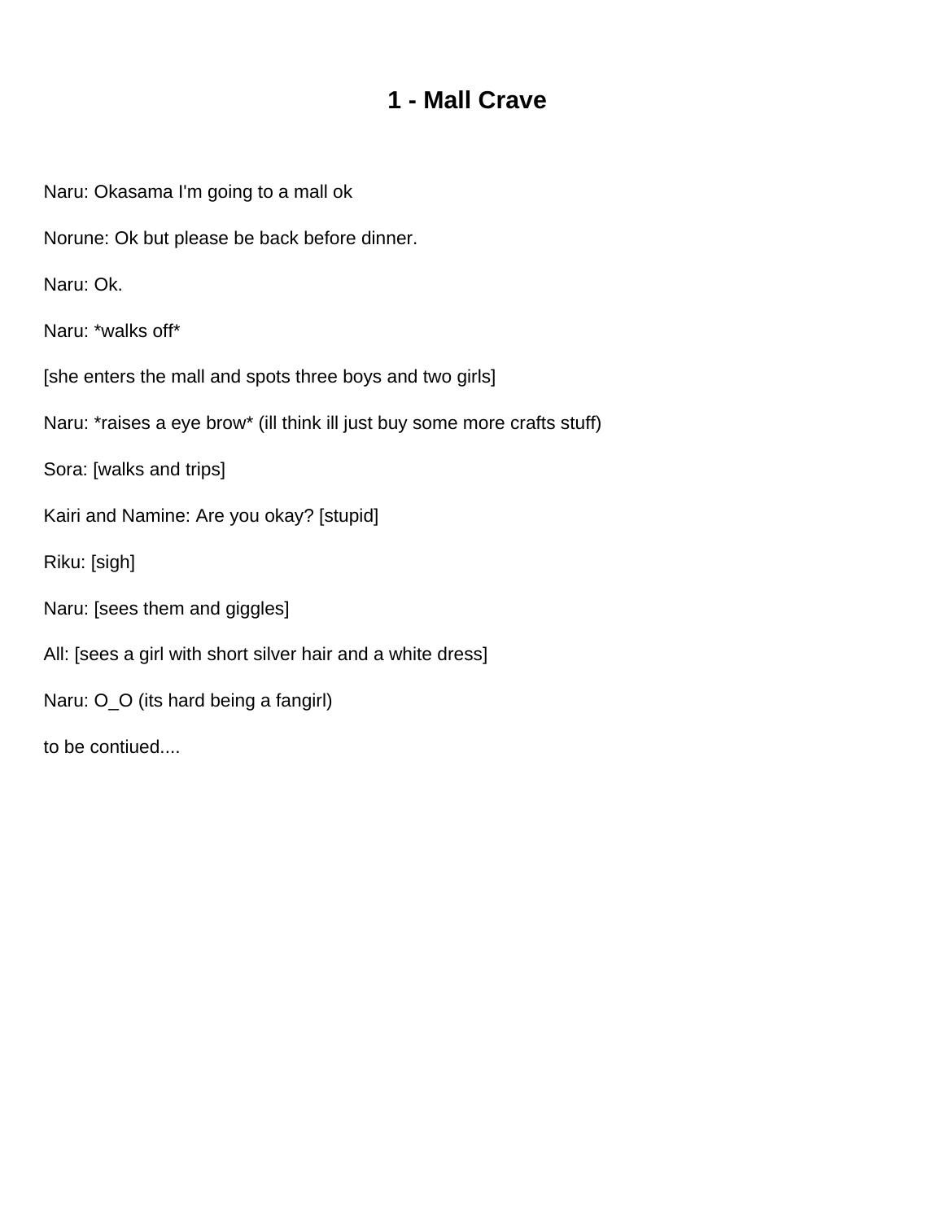# 1 - Mall Crave

Naru: Okasama I'm going to a mall ok

Norune: Ok but please be back before dinner.

Naru: Ok.

Naru: *walks off*

[she enters the mall and spots three boys and two girls]

Naru: *raises a eye brow* (ill think ill just buy some more crafts stuff)

Sora: [walks and trips]

Kairi and Namine: Are you okay? [stupid]

Riku: [sigh]

Naru: [sees them and giggles]

All: [sees a girl with short silver hair and a white dress]

Naru: O_O (its hard being a fangirl)

to be contiued....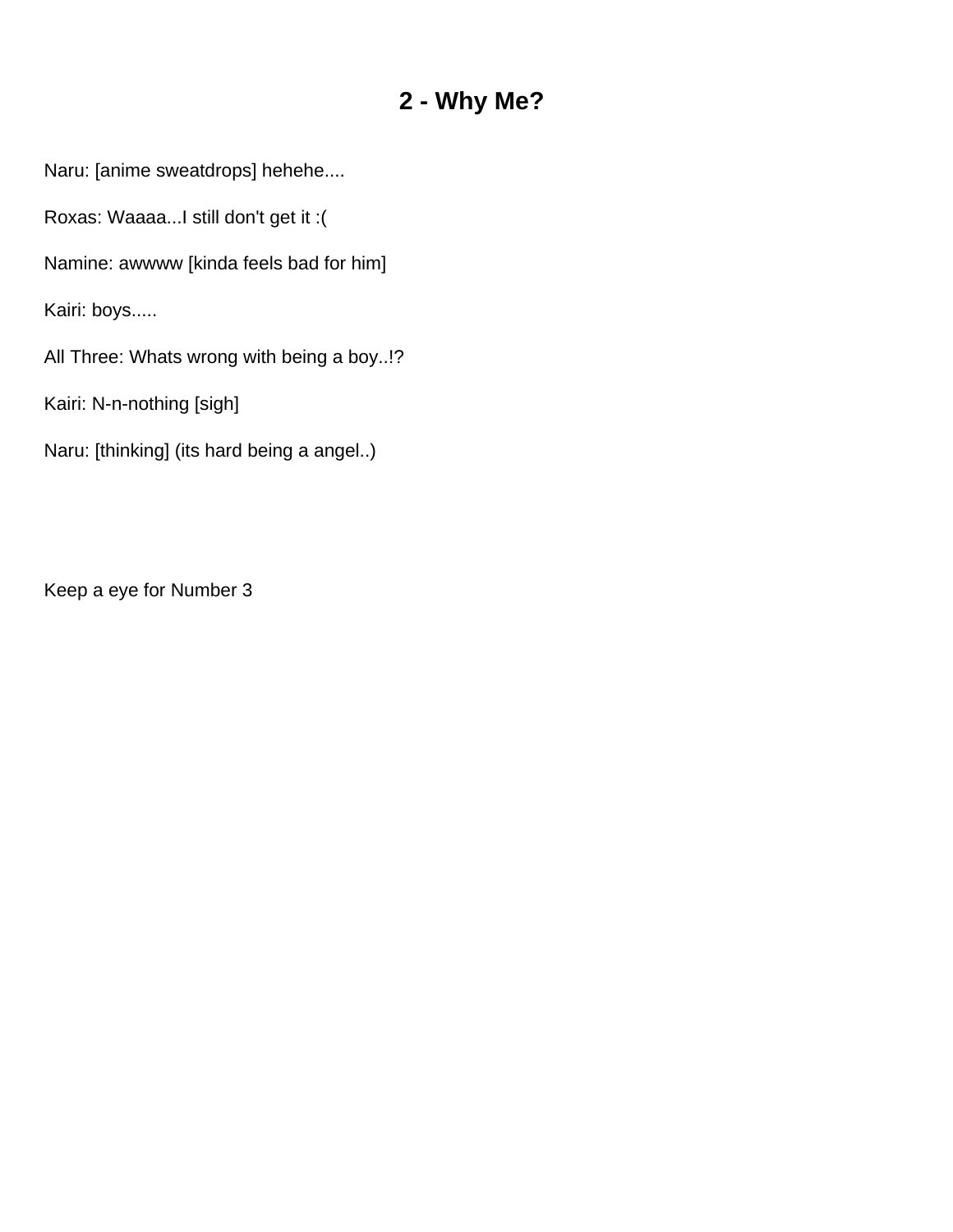# 2 - Why Me?

Naru: [anime sweatdrops] hehehe....

Roxas: Waaaa...I still don't get it :(

Namine: awwww [kinda feels bad for him]

Kairi: boys.....

All Three: Whats wrong with being a boy..!?

Kairi: N-n-nothing [sigh]

Naru: [thinking] (its hard being a angel..)

Keep a eye for Number 3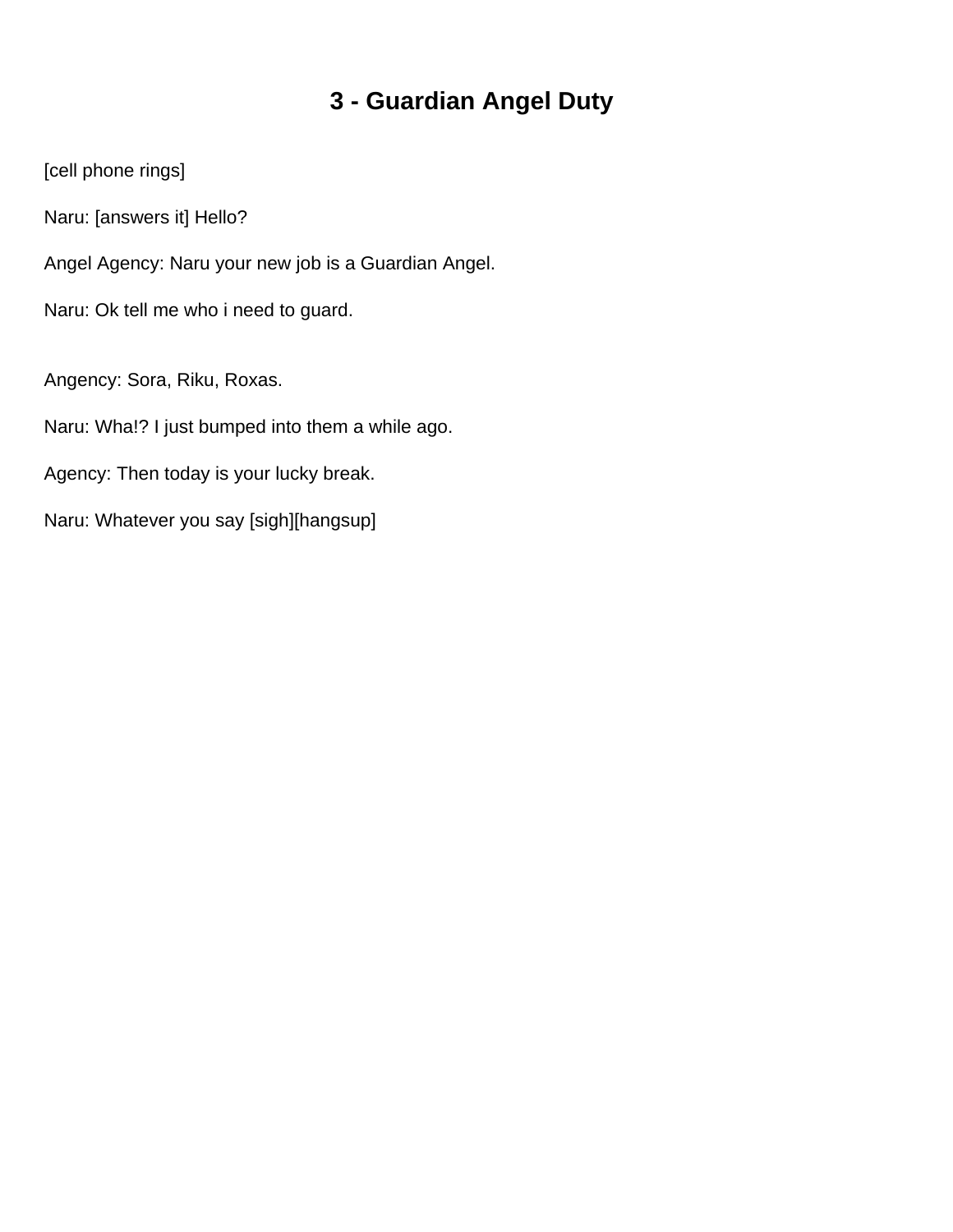# 3 - Guardian Angel Duty

[cell phone rings]

Naru: [answers it] Hello?

Angel Agency: Naru your new job is a Guardian Angel.

Naru: Ok tell me who i need to guard.

Angency: Sora, Riku, Roxas.

Naru: Wha!? I just bumped into them a while ago.

Agency: Then today is your lucky break.

Naru: Whatever you say [sigh][hangsup]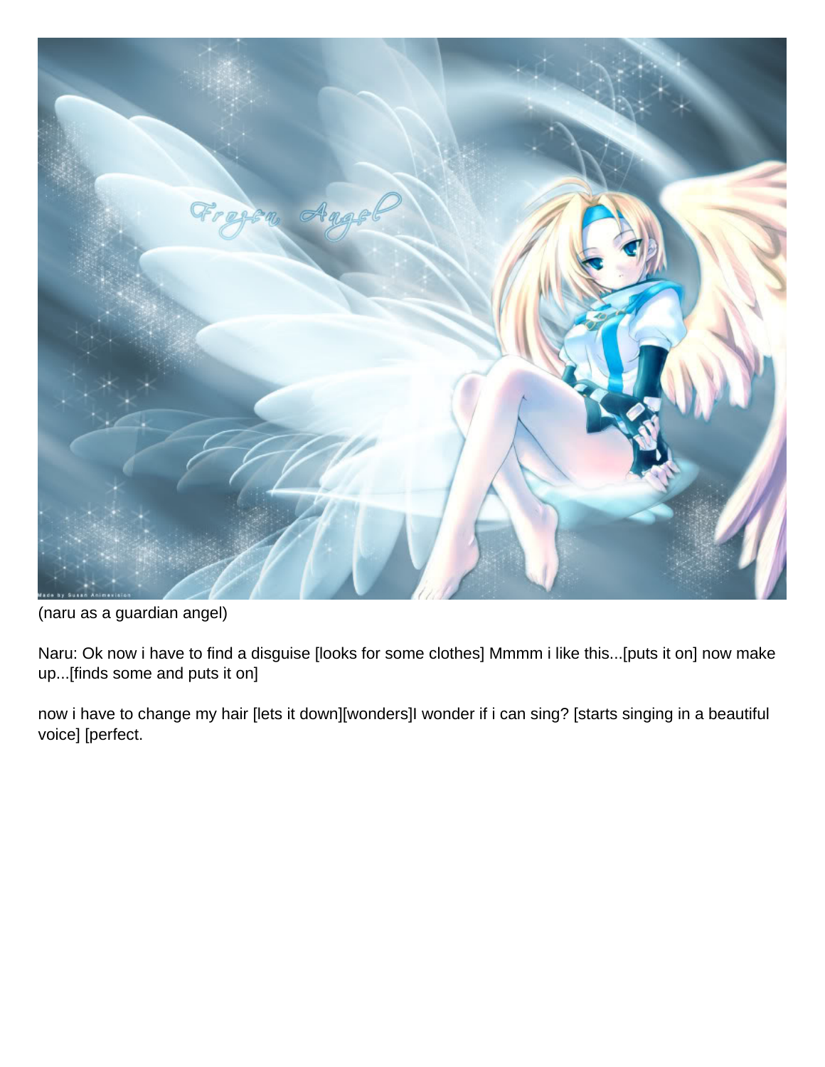(naru as a guardian angel)

Naru: Ok now i have to find a disguise [looks for some clothes] Mmmm i like this...[puts it on] now make up...[finds some and puts it on]

now i have to change my hair [lets it down][wonders]I wonder if i can sing? [starts singing in a beautiful voice] [perfect.